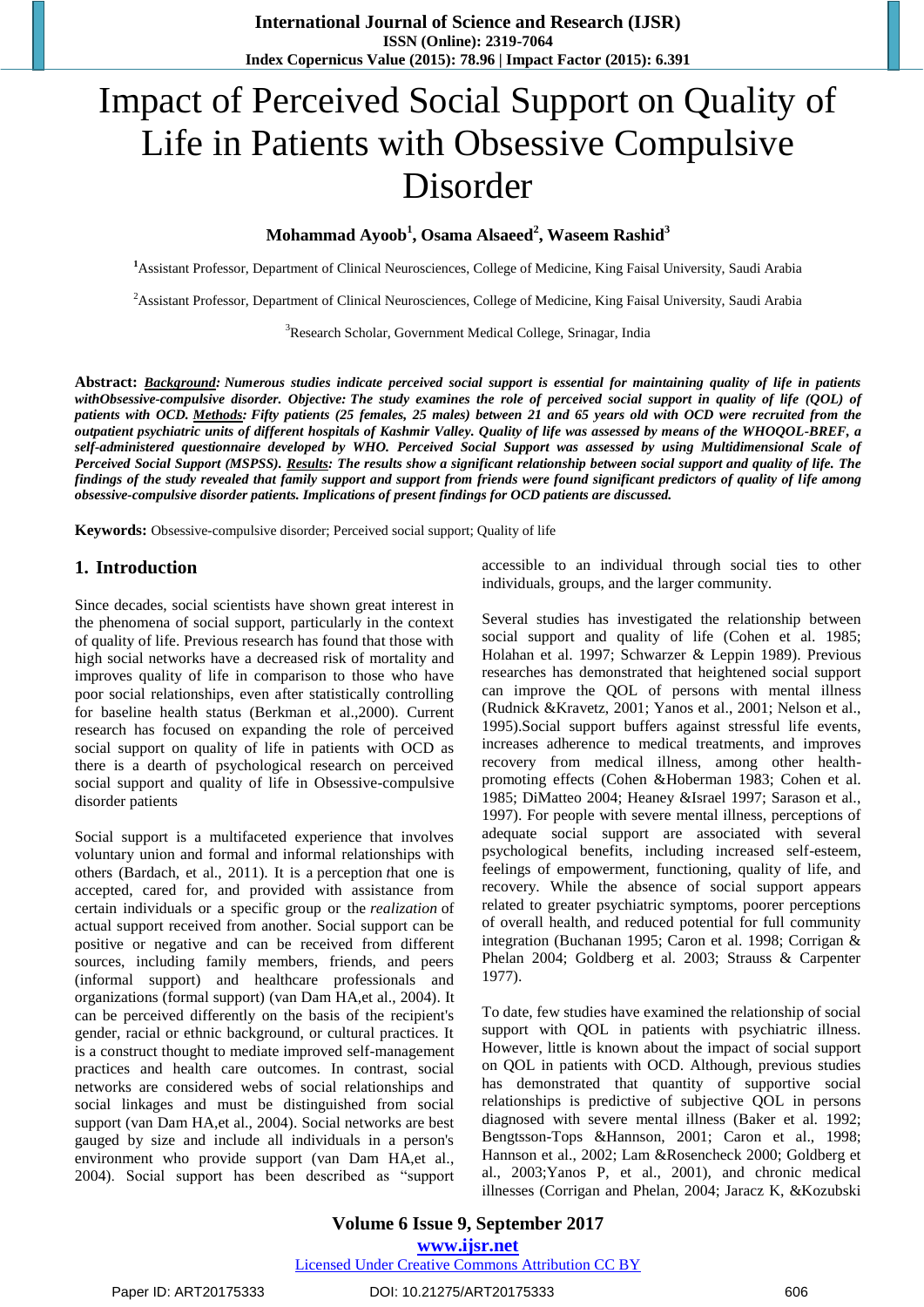# Impact of Perceived Social Support on Quality of Life in Patients with Obsessive Compulsive Disorder

**Mohammad Ayoob[1], Osama Alsaeed[2], Waseem Rashid[3]**

[1]Assistant Professor, Department of Clinical Neurosciences, College of Medicine, King Faisal University, Saudi Arabia

[2]Assistant Professor, Department of Clinical Neurosciences, College of Medicine, King Faisal University, Saudi Arabia

[3]Research Scholar, Government Medical College, Srinagar, India

**Abstract:** ***Background**: Numerous studies indicate perceived social support is essential for maintaining quality of life in patients withObsessive-compulsive disorder. Objective: The study examines the role of perceived social support in quality of life (QOL) of patients with OCD. **Methods**: Fifty patients (25 females, 25 males) between 21 and 65 years old with OCD were recruited from the outpatient psychiatric units of different hospitals of Kashmir Valley. Quality of life was assessed by means of the WHOQOL-BREF, a self-administered questionnaire developed by WHO. Perceived Social Support was assessed by using Multidimensional Scale of Perceived Social Support (MSPSS). **Results**: The results show a significant relationship between social support and quality of life. The findings of the study revealed that family support and support from friends were found significant predictors of quality of life among obsessive-compulsive disorder patients. Implications of present findings for OCD patients are discussed.*

**Keywords:** Obsessive-compulsive disorder; Perceived social support; Quality of life

## 1. Introduction

Since decades, social scientists have shown great interest in the phenomena of social support, particularly in the context of quality of life. Previous research has found that those with high social networks have a decreased risk of mortality and improves quality of life in comparison to those who have poor social relationships, even after statistically controlling for baseline health status (Berkman et al.,2000). Current research has focused on expanding the role of perceived social support on quality of life in patients with OCD as there is a dearth of psychological research on perceived social support and quality of life in Obsessive-compulsive disorder patients

Social support is a multifaceted experience that involves voluntary union and formal and informal relationships with others (Bardach, et al., 2011). It is a perception that one is accepted, cared for, and provided with assistance from certain individuals or a specific group or the *realization* of actual support received from another. Social support can be positive or negative and can be received from different sources, including family members, friends, and peers (informal support) and healthcare professionals and organizations (formal support) (van Dam HA,et al., 2004). It can be perceived differently on the basis of the recipient's gender, racial or ethnic background, or cultural practices. It is a construct thought to mediate improved self-management practices and health care outcomes. In contrast, social networks are considered webs of social relationships and social linkages and must be distinguished from social support (van Dam HA,et al., 2004). Social networks are best gauged by size and include all individuals in a person's environment who provide support (van Dam HA,et al., 2004). Social support has been described as "support accessible to an individual through social ties to other individuals, groups, and the larger community.

Several studies has investigated the relationship between social support and quality of life (Cohen et al. 1985; Holahan et al. 1997; Schwarzer & Leppin 1989). Previous researches has demonstrated that heightened social support can improve the QOL of persons with mental illness (Rudnick &Kravetz, 2001; Yanos et al., 2001; Nelson et al., 1995).Social support buffers against stressful life events, increases adherence to medical treatments, and improves recovery from medical illness, among other health-promoting effects (Cohen &Hoberman 1983; Cohen et al. 1985; DiMatteo 2004; Heaney &Israel 1997; Sarason et al., 1997). For people with severe mental illness, perceptions of adequate social support are associated with several psychological benefits, including increased self-esteem, feelings of empowerment, functioning, quality of life, and recovery. While the absence of social support appears related to greater psychiatric symptoms, poorer perceptions of overall health, and reduced potential for full community integration (Buchanan 1995; Caron et al. 1998; Corrigan & Phelan 2004; Goldberg et al. 2003; Strauss & Carpenter 1977).

To date, few studies have examined the relationship of social support with QOL in patients with psychiatric illness. However, little is known about the impact of social support on QOL in patients with OCD. Although, previous studies has demonstrated that quantity of supportive social relationships is predictive of subjective QOL in persons diagnosed with severe mental illness (Baker et al. 1992; Bengtsson-Tops &Hannson, 2001; Caron et al., 1998; Hannson et al., 2002; Lam &Rosencheck 2000; Goldberg et al., 2003;Yanos et al., 2001), and chronic medical illnesses (Corrigan and Phelan, 2004; Jaracz K, &Kozubski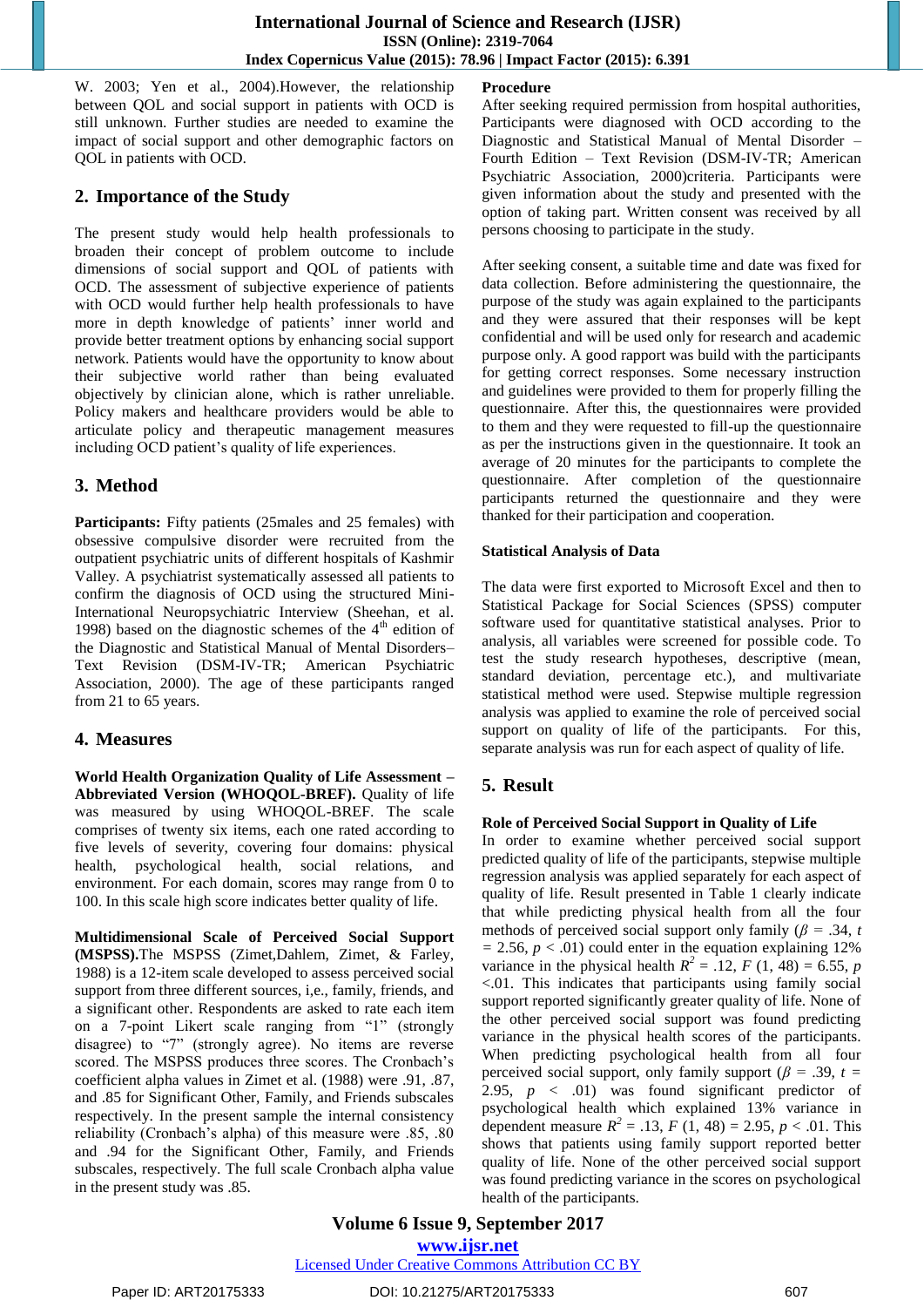W. 2003; Yen et al., 2004).However, the relationship between QOL and social support in patients with OCD is still unknown. Further studies are needed to examine the impact of social support and other demographic factors on QOL in patients with OCD.

## 2. Importance of the Study

The present study would help health professionals to broaden their concept of problem outcome to include dimensions of social support and QOL of patients with OCD. The assessment of subjective experience of patients with OCD would further help health professionals to have more in depth knowledge of patients' inner world and provide better treatment options by enhancing social support network. Patients would have the opportunity to know about their subjective world rather than being evaluated objectively by clinician alone, which is rather unreliable. Policy makers and healthcare providers would be able to articulate policy and therapeutic management measures including OCD patient's quality of life experiences.

## 3. Method

**Participants:** Fifty patients (25males and 25 females) with obsessive compulsive disorder were recruited from the outpatient psychiatric units of different hospitals of Kashmir Valley. A psychiatrist systematically assessed all patients to confirm the diagnosis of OCD using the structured Mini-International Neuropsychiatric Interview (Sheehan, et al. 1998) based on the diagnostic schemes of the 4th edition of the Diagnostic and Statistical Manual of Mental Disorders– Text Revision (DSM-IV-TR; American Psychiatric Association, 2000). The age of these participants ranged from 21 to 65 years.

## 4. Measures

**World Health Organization Quality of Life Assessment – Abbreviated Version (WHOQOL-BREF).** Quality of life was measured by using WHOQOL-BREF. The scale comprises of twenty six items, each one rated according to five levels of severity, covering four domains: physical health, psychological health, social relations, and environment. For each domain, scores may range from 0 to 100. In this scale high score indicates better quality of life.

**Multidimensional Scale of Perceived Social Support (MSPSS).**The MSPSS (Zimet,Dahlem, Zimet, & Farley, 1988) is a 12-item scale developed to assess perceived social support from three different sources, i,e., family, friends, and a significant other. Respondents are asked to rate each item on a 7-point Likert scale ranging from "1" (strongly disagree) to "7" (strongly agree). No items are reverse scored. The MSPSS produces three scores. The Cronbach's coefficient alpha values in Zimet et al. (1988) were .91, .87, and .85 for Significant Other, Family, and Friends subscales respectively. In the present sample the internal consistency reliability (Cronbach's alpha) of this measure were .85, .80 and .94 for the Significant Other, Family, and Friends subscales, respectively. The full scale Cronbach alpha value in the present study was .85.

**Procedure**

After seeking required permission from hospital authorities, Participants were diagnosed with OCD according to the Diagnostic and Statistical Manual of Mental Disorder – Fourth Edition – Text Revision (DSM-IV-TR; American Psychiatric Association, 2000)criteria. Participants were given information about the study and presented with the option of taking part. Written consent was received by all persons choosing to participate in the study.

After seeking consent, a suitable time and date was fixed for data collection. Before administering the questionnaire, the purpose of the study was again explained to the participants and they were assured that their responses will be kept confidential and will be used only for research and academic purpose only. A good rapport was build with the participants for getting correct responses. Some necessary instruction and guidelines were provided to them for properly filling the questionnaire. After this, the questionnaires were provided to them and they were requested to fill-up the questionnaire as per the instructions given in the questionnaire. It took an average of 20 minutes for the participants to complete the questionnaire. After completion of the questionnaire participants returned the questionnaire and they were thanked for their participation and cooperation.

**Statistical Analysis of Data**

The data were first exported to Microsoft Excel and then to Statistical Package for Social Sciences (SPSS) computer software used for quantitative statistical analyses. Prior to analysis, all variables were screened for possible code. To test the study research hypotheses, descriptive (mean, standard deviation, percentage etc.), and multivariate statistical method were used. Stepwise multiple regression analysis was applied to examine the role of perceived social support on quality of life of the participants. For this, separate analysis was run for each aspect of quality of life.

## 5. Result

**Role of Perceived Social Support in Quality of Life**

In order to examine whether perceived social support predicted quality of life of the participants, stepwise multiple regression analysis was applied separately for each aspect of quality of life. Result presented in Table 1 clearly indicate that while predicting physical health from all the four methods of perceived social support only family ($\beta$ = .34, $t$ = 2.56, $p$ < .01) could enter in the equation explaining 12% variance in the physical health $R^2$ = .12, $F$ (1, 48) = 6.55, $p$ <.01. This indicates that participants using family social support reported significantly greater quality of life. None of the other perceived social support was found predicting variance in the physical health scores of the participants. When predicting psychological health from all four perceived social support, only family support ($\beta$ = .39, $t$ = 2.95, $p$ < .01) was found significant predictor of psychological health which explained 13% variance in dependent measure $R^2$ = .13, $F$ (1, 48) = 2.95, $p$ < .01. This shows that patients using family support reported better quality of life. None of the other perceived social support was found predicting variance in the scores on psychological health of the participants.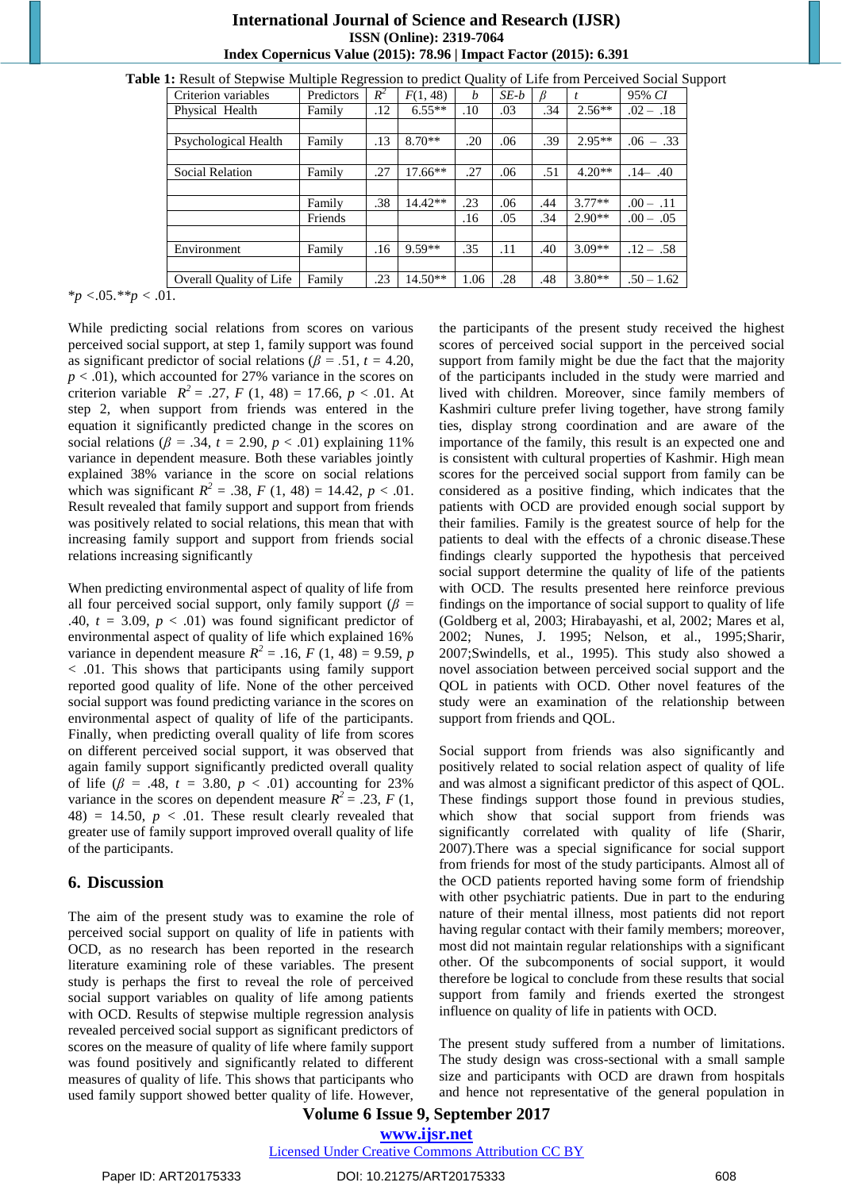**Table 1:** Result of Stepwise Multiple Regression to predict Quality of Life from Perceived Social Support

| Criterion variables | Predictors | $R^2$ | $F$(1, 48) | $b$ | $SE$-$b$ | $\beta$ | $t$ | 95% $CI$ |
|---|---|---|---|---|---|---|---|---|
| Physical Health | Family | .12 | 6.55** | .10 | .03 | .34 | 2.56** | .02 – .18 |
| | | | | | | | | |
| Psychological Health | Family | .13 | 8.70** | .20 | .06 | .39 | 2.95** | .06 – .33 |
| | | | | | | | | |
| Social Relation | Family | .27 | 17.66** | .27 | .06 | .51 | 4.20** | .14– .40 |
| | | | | | | | | |
| | Family | .38 | 14.42** | .23 | .06 | .44 | 3.77** | .00 – .11 |
| | Friends | | | .16 | .05 | .34 | 2.90** | .00 – .05 |
| | | | | | | | | |
| Environment | Family | .16 | 9.59** | .35 | .11 | .40 | 3.09** | .12 – .58 |
| | | | | | | | | |
| Overall Quality of Life | Family | .23 | 14.50** | 1.06 | .28 | .48 | 3.80** | .50 – 1.62 |

*$p$ <.05.**$p$ < .01.

While predicting social relations from scores on various perceived social support, at step 1, family support was found as significant predictor of social relations ($\beta$ = .51, $t$ = 4.20, $p$ < .01), which accounted for 27% variance in the scores on criterion variable $R^2$ = .27, $F$ (1, 48) = 17.66, $p$ < .01. At step 2, when support from friends was entered in the equation it significantly predicted change in the scores on social relations ($\beta$ = .34, $t$ = 2.90, $p$ < .01) explaining 11% variance in dependent measure. Both these variables jointly explained 38% variance in the score on social relations which was significant $R^2$ = .38, $F$ (1, 48) = 14.42, $p$ < .01. Result revealed that family support and support from friends was positively related to social relations, this mean that with increasing family support and support from friends social relations increasing significantly

When predicting environmental aspect of quality of life from all four perceived social support, only family support ($\beta$ = .40, $t$ = 3.09, $p$ < .01) was found significant predictor of environmental aspect of quality of life which explained 16% variance in dependent measure $R^2$ = .16, $F$ (1, 48) = 9.59, $p$ < .01. This shows that participants using family support reported good quality of life. None of the other perceived social support was found predicting variance in the scores on environmental aspect of quality of life of the participants. Finally, when predicting overall quality of life from scores on different perceived social support, it was observed that again family support significantly predicted overall quality of life ($\beta$ = .48, $t$ = 3.80, $p$ < .01) accounting for 23% variance in the scores on dependent measure $R^2$ = .23, $F$ (1, 48) = 14.50, $p$ < .01. These result clearly revealed that greater use of family support improved overall quality of life of the participants.

## 6. Discussion

The aim of the present study was to examine the role of perceived social support on quality of life in patients with OCD, as no research has been reported in the research literature examining role of these variables. The present study is perhaps the first to reveal the role of perceived social support variables on quality of life among patients with OCD. Results of stepwise multiple regression analysis revealed perceived social support as significant predictors of scores on the measure of quality of life where family support was found positively and significantly related to different measures of quality of life. This shows that participants who used family support showed better quality of life. However, the participants of the present study received the highest scores of perceived social support in the perceived social support from family might be due the fact that the majority of the participants included in the study were married and lived with children. Moreover, since family members of Kashmiri culture prefer living together, have strong family ties, display strong coordination and are aware of the importance of the family, this result is an expected one and is consistent with cultural properties of Kashmir. High mean scores for the perceived social support from family can be considered as a positive finding, which indicates that the patients with OCD are provided enough social support by their families. Family is the greatest source of help for the patients to deal with the effects of a chronic disease.These findings clearly supported the hypothesis that perceived social support determine the quality of life of the patients with OCD. The results presented here reinforce previous findings on the importance of social support to quality of life (Goldberg et al, 2003; Hirabayashi, et al, 2002; Mares et al, 2002; Nunes, J. 1995; Nelson, et al., 1995;Sharir, 2007;Swindells, et al., 1995). This study also showed a novel association between perceived social support and the QOL in patients with OCD. Other novel features of the study were an examination of the relationship between support from friends and QOL.

Social support from friends was also significantly and positively related to social relation aspect of quality of life and was almost a significant predictor of this aspect of QOL. These findings support those found in previous studies, which show that social support from friends was significantly correlated with quality of life (Sharir, 2007).There was a special significance for social support from friends for most of the study participants. Almost all of the OCD patients reported having some form of friendship with other psychiatric patients. Due in part to the enduring nature of their mental illness, most patients did not report having regular contact with their family members; moreover, most did not maintain regular relationships with a significant other. Of the subcomponents of social support, it would therefore be logical to conclude from these results that social support from family and friends exerted the strongest influence on quality of life in patients with OCD.

The present study suffered from a number of limitations. The study design was cross-sectional with a small sample size and participants with OCD are drawn from hospitals and hence not representative of the general population in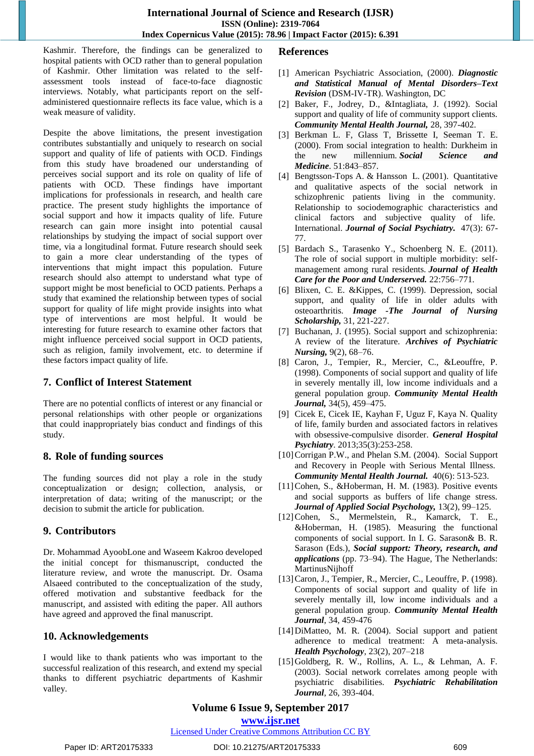Kashmir. Therefore, the findings can be generalized to hospital patients with OCD rather than to general population of Kashmir. Other limitation was related to the self-assessment tools instead of face-to-face diagnostic interviews. Notably, what participants report on the self-administered questionnaire reflects its face value, which is a weak measure of validity.

Despite the above limitations, the present investigation contributes substantially and uniquely to research on social support and quality of life of patients with OCD. Findings from this study have broadened our understanding of perceives social support and its role on quality of life of patients with OCD. These findings have important implications for professionals in research, and health care practice. The present study highlights the importance of social support and how it impacts quality of life. Future research can gain more insight into potential causal relationships by studying the impact of social support over time, via a longitudinal format. Future research should seek to gain a more clear understanding of the types of interventions that might impact this population. Future research should also attempt to understand what type of support might be most beneficial to OCD patients. Perhaps a study that examined the relationship between types of social support for quality of life might provide insights into what type of interventions are most helpful. It would be interesting for future research to examine other factors that might influence perceived social support in OCD patients, such as religion, family involvement, etc. to determine if these factors impact quality of life.

## 7. Conflict of Interest Statement

There are no potential conflicts of interest or any financial or personal relationships with other people or organizations that could inappropriately bias conduct and findings of this study.

## 8. Role of funding sources

The funding sources did not play a role in the study conceptualization or design; collection, analysis, or interpretation of data; writing of the manuscript; or the decision to submit the article for publication.

## 9. Contributors

Dr. Mohammad AyoobLone and Waseem Kakroo developed the initial concept for thismanuscript, conducted the literature review, and wrote the manuscript. Dr. Osama Alsaeed contributed to the conceptualization of the study, offered motivation and substantive feedback for the manuscript, and assisted with editing the paper. All authors have agreed and approved the final manuscript.

## 10. Acknowledgements

I would like to thank patients who was important to the successful realization of this research, and extend my special thanks to different psychiatric departments of Kashmir valley.

## References

[1] American Psychiatric Association, (2000). ***Diagnostic and Statistical Manual of Mental Disorders–Text Revision*** (DSM-IV-TR). Washington, DC

[2] Baker, F., Jodrey, D., &Intagliata, J. (1992). Social support and quality of life of community support clients. ***Community Mental Health Journal,*** 28, 397-402.

[3] Berkman L. F, Glass T, Brissette I, Seeman T. E. (2000). From social integration to health: Durkheim in the new millennium. ***Social Science and Medicine***. 51:843–857.

[4] Bengtsson-Tops A. & Hansson L. (2001). Quantitative and qualitative aspects of the social network in schizophrenic patients living in the community. Relationship to sociodemographic characteristics and clinical factors and subjective quality of life. International. ***Journal of Social Psychiatry.*** 47(3): 67-77.

[5] Bardach S., Tarasenko Y., Schoenberg N. E. (2011). The role of social support in multiple morbidity: self-management among rural residents. ***Journal of Health Care for the Poor and Underserved.*** 22:756–771.

[6] Blixen, C. E. &Kippes, C. (1999). Depression, social support, and quality of life in older adults with osteoarthritis. ***Image -The Journal of Nursing Scholarship,*** 31, 221-227.

[7] Buchanan, J. (1995). Social support and schizophrenia: A review of the literature. ***Archives of Psychiatric Nursing,*** 9(2), 68–76.

[8] Caron, J., Tempier, R., Mercier, C., &Leouffre, P. (1998). Components of social support and quality of life in severely mentally ill, low income individuals and a general population group. ***Community Mental Health Journal,*** 34(5), 459–475.

[9] Cicek E, Cicek IE, Kayhan F, Uguz F, Kaya N. Quality of life, family burden and associated factors in relatives with obsessive-compulsive disorder. ***General Hospital Psychiatry***. 2013;35(3):253-258.

[10] Corrigan P.W., and Phelan S.M. (2004). Social Support and Recovery in People with Serious Mental Illness. ***Community Mental Health Journal.*** 40(6): 513-523.

[11] Cohen, S., &Hoberman, H. M. (1983). Positive events and social supports as buffers of life change stress. ***Journal of Applied Social Psychology,*** 13(2), 99–125.

[12] Cohen, S., Mermelstein, R., Kamarck, T. E., &Hoberman, H. (1985). Measuring the functional components of social support. In I. G. Sarason& B. R. Sarason (Eds.), ***Social support: Theory, research, and applications*** (pp. 73–94). The Hague, The Netherlands: MartinusNijhoff

[13] Caron, J., Tempier, R., Mercier, C., Leouffre, P. (1998). Components of social support and quality of life in severely mentally ill, low income individuals and a general population group. ***Community Mental Health Journal***, 34, 459-476

[14] DiMatteo, M. R. (2004). Social support and patient adherence to medical treatment: A meta-analysis. ***Health Psychology***, 23(2), 207–218

[15] Goldberg, R. W., Rollins, A. L., & Lehman, A. F. (2003). Social network correlates among people with psychiatric disabilities. ***Psychiatric Rehabilitation Journal***, 26, 393-404.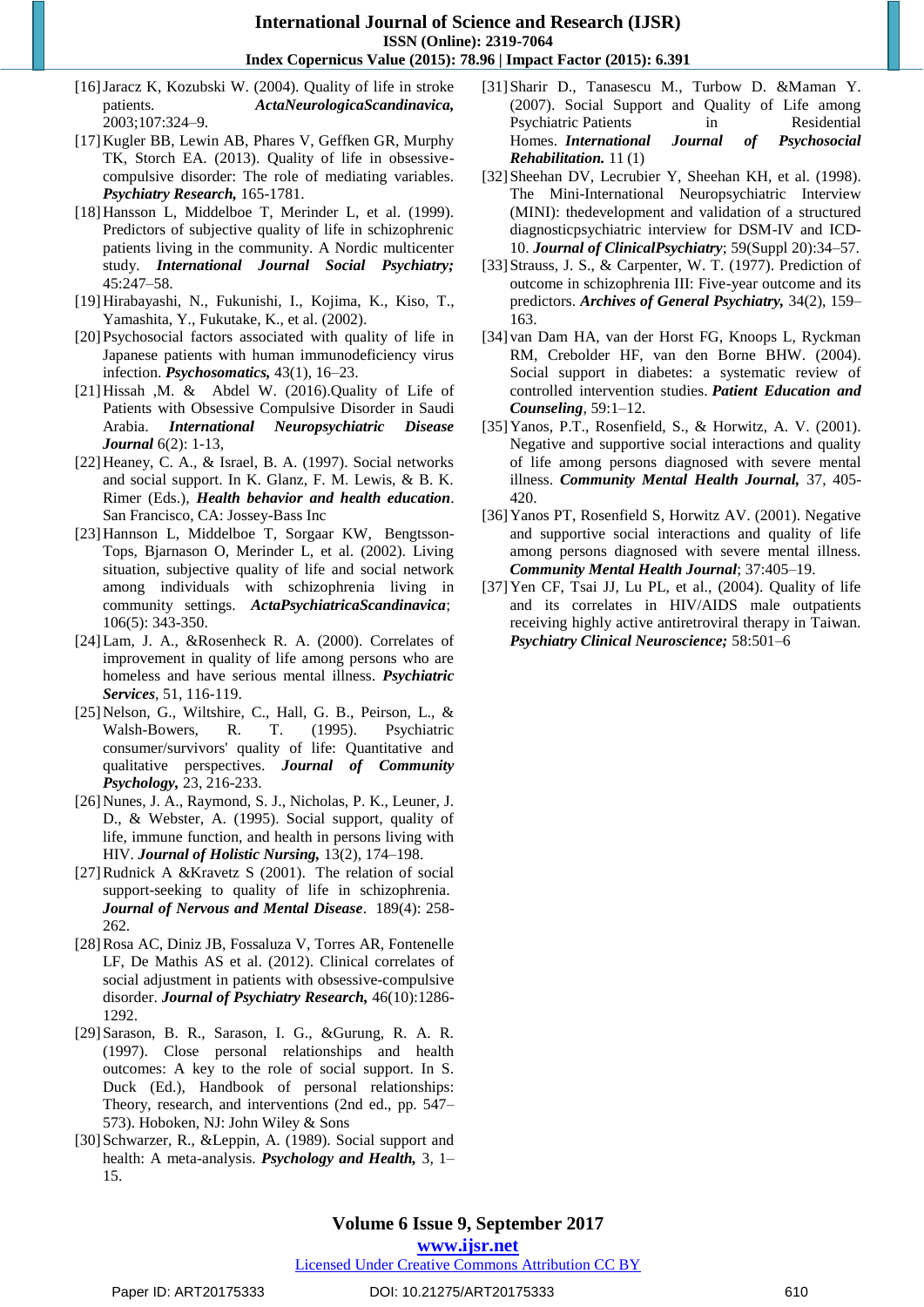[16] Jaracz K, Kozubski W. (2004). Quality of life in stroke patients. ***ActaNeurologicaScandinavica,*** 2003;107:324–9.

[17] Kugler BB, Lewin AB, Phares V, Geffken GR, Murphy TK, Storch EA. (2013). Quality of life in obsessive-compulsive disorder: The role of mediating variables. ***Psychiatry Research,*** 165-1781.

[18] Hansson L, Middelboe T, Merinder L, et al. (1999). Predictors of subjective quality of life in schizophrenic patients living in the community. A Nordic multicenter study. ***International Journal Social Psychiatry;*** 45:247–58.

[19] Hirabayashi, N., Fukunishi, I., Kojima, K., Kiso, T., Yamashita, Y., Fukutake, K., et al. (2002).

[20] Psychosocial factors associated with quality of life in Japanese patients with human immunodeficiency virus infection. ***Psychosomatics,*** 43(1), 16–23.

[21] Hissah ,M. & Abdel W. (2016).Quality of Life of Patients with Obsessive Compulsive Disorder in Saudi Arabia. ***International Neuropsychiatric Disease Journal*** 6(2): 1-13,

[22] Heaney, C. A., & Israel, B. A. (1997). Social networks and social support. In K. Glanz, F. M. Lewis, & B. K. Rimer (Eds.), ***Health behavior and health education***. San Francisco, CA: Jossey-Bass Inc

[23] Hannson L, Middelboe T, Sorgaar KW, Bengtsson-Tops, Bjarnason O, Merinder L, et al. (2002). Living situation, subjective quality of life and social network among individuals with schizophrenia living in community settings. ***ActaPsychiatricaScandinavica***; 106(5): 343-350.

[24] Lam, J. A., &Rosenheck R. A. (2000). Correlates of improvement in quality of life among persons who are homeless and have serious mental illness. ***Psychiatric Services***, 51, 116-119.

[25] Nelson, G., Wiltshire, C., Hall, G. B., Peirson, L., & Walsh-Bowers, R. T. (1995). Psychiatric consumer/survivors' quality of life: Quantitative and qualitative perspectives. ***Journal of Community Psychology,*** 23, 216-233.

[26] Nunes, J. A., Raymond, S. J., Nicholas, P. K., Leuner, J. D., & Webster, A. (1995). Social support, quality of life, immune function, and health in persons living with HIV. ***Journal of Holistic Nursing,*** 13(2), 174–198.

[27] Rudnick A &Kravetz S (2001). The relation of social support-seeking to quality of life in schizophrenia. ***Journal of Nervous and Mental Disease***. 189(4): 258-262.

[28] Rosa AC, Diniz JB, Fossaluza V, Torres AR, Fontenelle LF, De Mathis AS et al. (2012). Clinical correlates of social adjustment in patients with obsessive-compulsive disorder. ***Journal of Psychiatry Research,*** 46(10):1286-1292.

[29] Sarason, B. R., Sarason, I. G., &Gurung, R. A. R. (1997). Close personal relationships and health outcomes: A key to the role of social support. In S. Duck (Ed.), Handbook of personal relationships: Theory, research, and interventions (2nd ed., pp. 547–573). Hoboken, NJ: John Wiley & Sons

[30] Schwarzer, R., &Leppin, A. (1989). Social support and health: A meta-analysis. ***Psychology and Health,*** 3, 1–15.

[31] Sharir D., Tanasescu M., Turbow D. &Maman Y. (2007). Social Support and Quality of Life among Psychiatric Patients in Residential Homes. ***International Journal of Psychosocial Rehabilitation.*** 11 (1)

[32] Sheehan DV, Lecrubier Y, Sheehan KH, et al. (1998). The Mini-International Neuropsychiatric Interview (MINI): thedevelopment and validation of a structured diagnosticpsychiatric interview for DSM-IV and ICD-10. ***Journal of ClinicalPsychiatry***; 59(Suppl 20):34–57.

[33] Strauss, J. S., & Carpenter, W. T. (1977). Prediction of outcome in schizophrenia III: Five-year outcome and its predictors. ***Archives of General Psychiatry,*** 34(2), 159–163.

[34] van Dam HA, van der Horst FG, Knoops L, Ryckman RM, Crebolder HF, van den Borne BHW. (2004). Social support in diabetes: a systematic review of controlled intervention studies. ***Patient Education and Counseling***, 59:1–12.

[35] Yanos, P.T., Rosenfield, S., & Horwitz, A. V. (2001). Negative and supportive social interactions and quality of life among persons diagnosed with severe mental illness. ***Community Mental Health Journal,*** 37, 405-420.

[36] Yanos PT, Rosenfield S, Horwitz AV. (2001). Negative and supportive social interactions and quality of life among persons diagnosed with severe mental illness. ***Community Mental Health Journal***; 37:405–19.

[37] Yen CF, Tsai JJ, Lu PL, et al., (2004). Quality of life and its correlates in HIV/AIDS male outpatients receiving highly active antiretroviral therapy in Taiwan. ***Psychiatry Clinical Neuroscience;*** 58:501–6